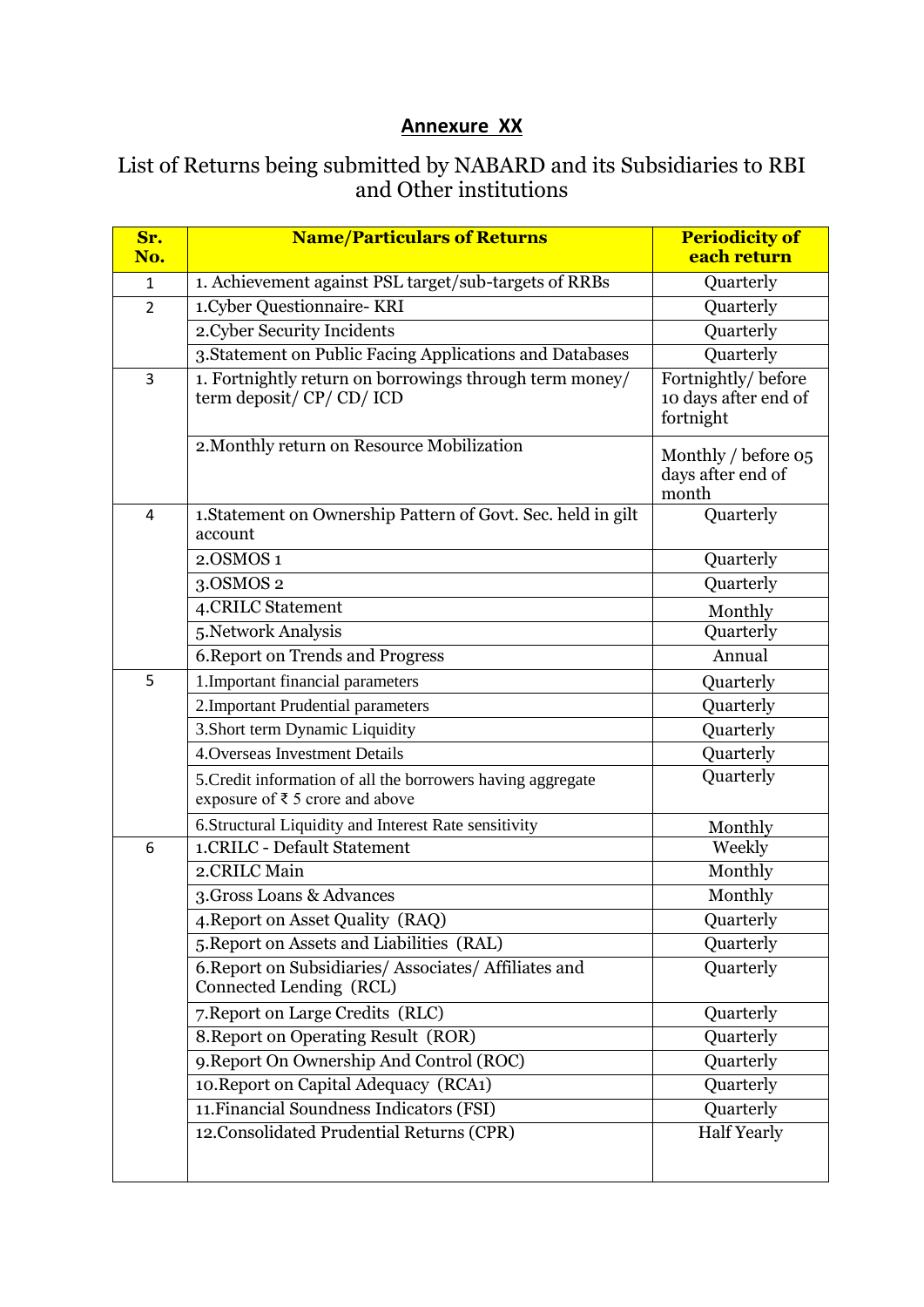## Annexure XX

## List of Returns being submitted by NABARD and its Subsidiaries to RBI and Other institutions

| Sr. No. | Name/Particulars of Returns | Periodicity of each return |
|---|---|---|
| 1 | 1. Achievement against PSL target/sub-targets of RRBs | Quarterly |
| 2 | 1.Cyber Questionnaire- KRI | Quarterly |
| | 2.Cyber Security Incidents | Quarterly |
| | 3.Statement on Public Facing Applications and Databases | Quarterly |
| 3 | 1. Fortnightly return on borrowings through term money/ term deposit/ CP/ CD/ ICD | Fortnightly/ before 10 days after end of fortnight |
| | 2.Monthly return on Resource Mobilization | Monthly / before 05 days after end of month |
| 4 | 1.Statement on Ownership Pattern of Govt. Sec. held in gilt account | Quarterly |
| | 2.OSMOS 1 | Quarterly |
| | 3.OSMOS 2 | Quarterly |
| | 4.CRILC Statement | Monthly |
| | 5.Network Analysis | Quarterly |
| | 6.Report on Trends and Progress | Annual |
| 5 | 1.Important financial parameters | Quarterly |
| | 2.Important Prudential parameters | Quarterly |
| | 3.Short term Dynamic Liquidity | Quarterly |
| | 4.Overseas Investment Details | Quarterly |
| | 5.Credit information of all the borrowers having aggregate exposure of ₹ 5 crore and above | Quarterly |
| | 6.Structural Liquidity and Interest Rate sensitivity | Monthly |
| 6 | 1.CRILC - Default Statement | Weekly |
| | 2.CRILC Main | Monthly |
| | 3.Gross Loans & Advances | Monthly |
| | 4.Report on Asset Quality (RAQ) | Quarterly |
| | 5.Report on Assets and Liabilities (RAL) | Quarterly |
| | 6.Report on Subsidiaries/ Associates/ Affiliates and Connected Lending (RCL) | Quarterly |
| | 7.Report on Large Credits (RLC) | Quarterly |
| | 8.Report on Operating Result (ROR) | Quarterly |
| | 9.Report On Ownership And Control (ROC) | Quarterly |
| | 10.Report on Capital Adequacy (RCA1) | Quarterly |
| | 11.Financial Soundness Indicators (FSI) | Quarterly |
| | 12.Consolidated Prudential Returns (CPR) | Half Yearly |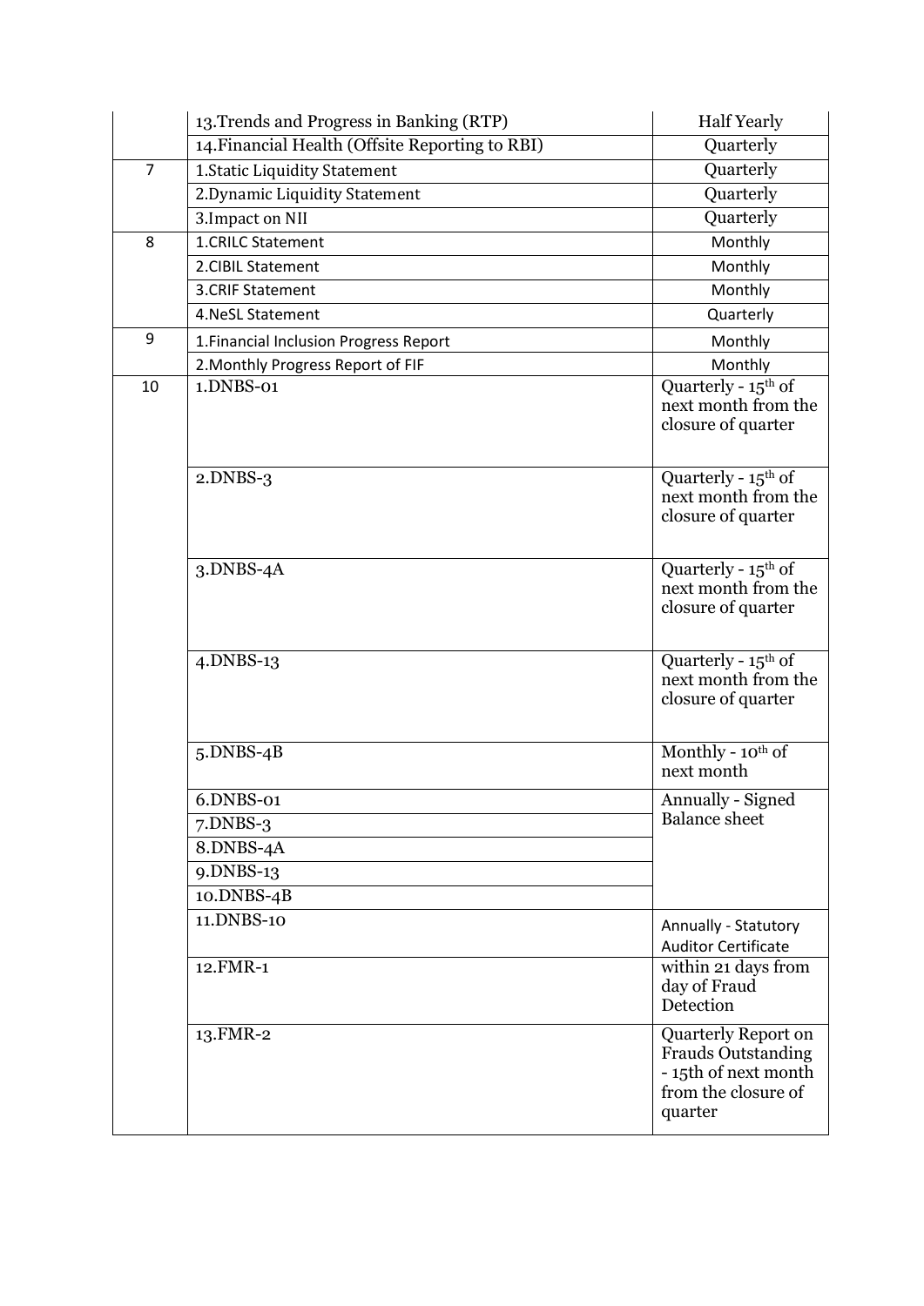| | | |
|---|---|---|
| | 13.Trends and Progress in Banking (RTP) | Half Yearly |
| | 14.Financial Health (Offsite Reporting to RBI) | Quarterly |
| 7 | 1.Static Liquidity Statement | Quarterly |
| | 2.Dynamic Liquidity Statement | Quarterly |
| | 3.Impact on NII | Quarterly |
| 8 | 1.CRILC Statement | Monthly |
| | 2.CIBIL Statement | Monthly |
| | 3.CRIF Statement | Monthly |
| | 4.NeSL Statement | Quarterly |
| 9 | 1.Financial Inclusion Progress Report | Monthly |
| | 2.Monthly Progress Report of FIF | Monthly |
| 10 | 1.DNBS-01 | Quarterly - 15th of next month from the closure of quarter |
| | 2.DNBS-3 | Quarterly - 15th of next month from the closure of quarter |
| | 3.DNBS-4A | Quarterly - 15th of next month from the closure of quarter |
| | 4.DNBS-13 | Quarterly - 15th of next month from the closure of quarter |
| | 5.DNBS-4B | Monthly - 10th of next month |
| | 6.DNBS-01 | Annually - Signed Balance sheet |
| | 7.DNBS-3 | |
| | 8.DNBS-4A | |
| | 9.DNBS-13 | |
| | 10.DNBS-4B | |
| | 11.DNBS-10 | Annually - Statutory Auditor Certificate |
| | 12.FMR-1 | within 21 days from day of Fraud Detection |
| | 13.FMR-2 | Quarterly Report on Frauds Outstanding - 15th of next month from the closure of quarter |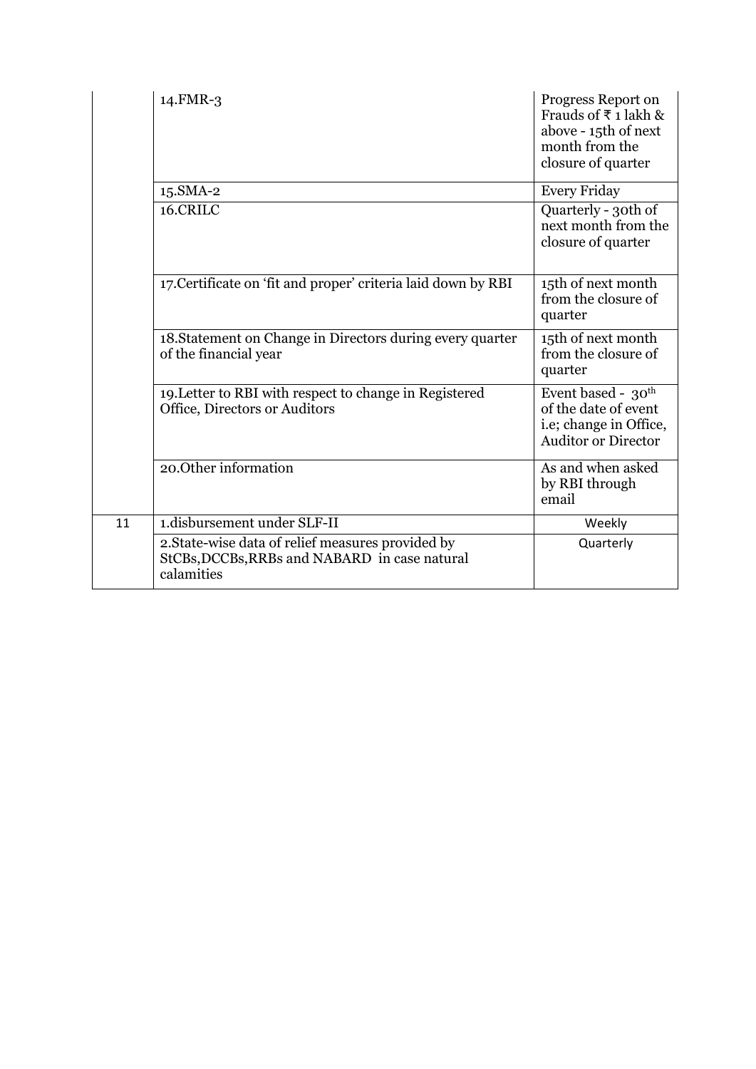| | | |
|---|---|---|
| | 14.FMR-3 | Progress Report on Frauds of ₹ 1 lakh & above - 15th of next month from the closure of quarter |
| | 15.SMA-2 | Every Friday |
| | 16.CRILC | Quarterly - 30th of next month from the closure of quarter |
| | 17.Certificate on 'fit and proper' criteria laid down by RBI | 15th of next month from the closure of quarter |
| | 18.Statement on Change in Directors during every quarter of the financial year | 15th of next month from the closure of quarter |
| | 19.Letter to RBI with respect to change in Registered Office, Directors or Auditors | Event based - 30th of the date of event i.e; change in Office, Auditor or Director |
| | 20.Other information | As and when asked by RBI through email |
| 11 | 1.disbursement under SLF-II | Weekly |
| | 2.State-wise data of relief measures provided by StCBs,DCCBs,RRBs and NABARD in case natural calamities | Quarterly |